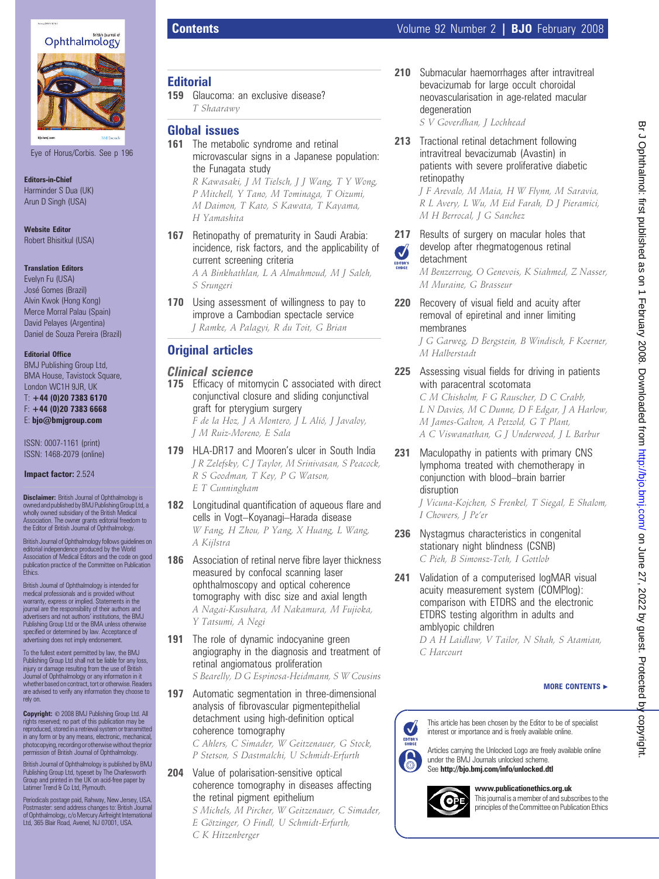# Contents

Eye of Horus/Corbis. See p 196

**Editors-in-Chief**
Harminder S Dua (UK)
Arun D Singh (USA)

**Website Editor**
Robert Bhisitkul (USA)

**Translation Editors**
Evelyn Fu (USA)
José Gomes (Brazil)
Alvin Kwok (Hong Kong)
Merce Morral Palau (Spain)
David Pelayes (Argentina)
Daniel de Souza Pereira (Brazil)

**Editorial Office**
BMJ Publishing Group Ltd,
BMA House, Tavistock Square,
London WC1H 9JR, UK
T: **+44 (0)20 7383 6170**
F: **+44 (0)20 7383 6668**
E: **bjo@bmjgroup.com**

ISSN: 0007-1161 (print)
ISSN: 1468-2079 (online)

**Impact factor:** 2.524

**Disclaimer:** British Journal of Ophthalmology is owned and published by BMJ Publishing Group Ltd, a wholly owned subsidiary of the British Medical Association. The owner grants editorial freedom to the Editor of British Journal of Ophthalmology.

British Journal of Ophthalmology follows guidelines on editorial independence produced by the World Association of Medical Editors and the code on good publication practice of the Committee on Publication Ethics.

British Journal of Ophthalmology is intended for medical professionals and is provided without warranty, express or implied. Statements in the journal are the responsibility of their authors and advertisers and not authors' institutions, the BMJ Publishing Group Ltd or the BMA unless otherwise specified or determined by law. Acceptance of advertising does not imply endorsement.

To the fullest extent permitted by law, the BMJ Publishing Group Ltd shall not be liable for any loss, injury or damage resulting from the use of British Journal of Ophthalmology or any information in it whether based on contract, tort or otherwise. Readers are advised to verify any information they choose to rely on.

**Copyright:** © 2008 BMJ Publishing Group Ltd. All rights reserved; no part of this publication may be reproduced, stored in a retrieval system or transmitted in any form or by any means, electronic, mechanical, photocopying, recording or otherwise without the prior permission of British Journal of Ophthalmology.

British Journal of Ophthalmology is published by BMJ Publishing Group Ltd, typeset by The Charlesworth Group and printed in the UK on acid-free paper by Latimer Trend & Co Ltd, Plymouth.

Periodicals postage paid, Rahway, New Jersey, USA. Postmaster: send address changes to: British Journal of Ophthalmology, c/o Mercury Airfreight International Ltd, 365 Blair Road, Avenel, NJ 07001, USA.

## Editorial

**159** Glaucoma: an exclusive disease?
*T Shaarawy*

## Global issues

**161** The metabolic syndrome and retinal microvascular signs in a Japanese population: the Funagata study
*R Kawasaki, J M Tielsch, J J Wang, T Y Wong, P Mitchell, Y Tano, M Tominaga, T Oizumi, M Daimon, T Kato, S Kawata, T Kayama, H Yamashita*

**167** Retinopathy of prematurity in Saudi Arabia: incidence, risk factors, and the applicability of current screening criteria
*A A Binkhathlan, L A Almahmoud, M J Saleh, S Srungeri*

**170** Using assessment of willingness to pay to improve a Cambodian spectacle service
*J Ramke, A Palagyi, R du Toit, G Brian*

## Original articles

### Clinical science

**175** Efficacy of mitomycin C associated with direct conjunctival closure and sliding conjunctival graft for pterygium surgery
*F de la Hoz, J A Montero, J L Alió, J Javaloy, J M Ruiz-Moreno, E Sala*

**179** HLA-DR17 and Mooren's ulcer in South India
*J R Zelefsky, C J Taylor, M Srinivasan, S Peacock, R S Goodman, T Key, P G Watson, E T Cunningham*

**182** Longitudinal quantification of aqueous flare and cells in Vogt–Koyanagi–Harada disease
*W Fang, H Zhou, P Yang, X Huang, L Wang, A Kijlstra*

**186** Association of retinal nerve fibre layer thickness measured by confocal scanning laser ophthalmoscopy and optical coherence tomography with disc size and axial length
*A Nagai-Kusuhara, M Nakamura, M Fujioka, Y Tatsumi, A Negi*

**191** The role of dynamic indocyanine green angiography in the diagnosis and treatment of retinal angiomatous proliferation
*S Bearelly, D G Espinosa-Heidmann, S W Cousins*

**197** Automatic segmentation in three-dimensional analysis of fibrovascular pigmentepithelial detachment using high-definition optical coherence tomography
*C Ahlers, C Simader, W Geitzenauer, G Stock, P Stetson, S Dastmalchi, U Schmidt-Erfurth*

**204** Value of polarisation-sensitive optical coherence tomography in diseases affecting the retinal pigment epithelium
*S Michels, M Pircher, W Geitzenauer, C Simader, E Götzinger, O Findl, U Schmidt-Erfurth, C K Hitzenberger*

**210** Submacular haemorrhages after intravitreal bevacizumab for large occult choroidal neovascularisation in age-related macular degeneration
*S V Goverdhan, J Lochhead*

**213** Tractional retinal detachment following intravitreal bevacizumab (Avastin) in patients with severe proliferative diabetic retinopathy
*J F Arevalo, M Maia, H W Flynn, M Saravia, R L Avery, L Wu, M Eid Farah, D J Pieramici, M H Berrocal, J G Sanchez*

**217** Results of surgery on macular holes that develop after rhegmatogenous retinal detachment (EDITOR'S CHOICE)
*M Benzerroug, O Genevois, K Siahmed, Z Nasser, M Muraine, G Brasseur*

**220** Recovery of visual field and acuity after removal of epiretinal and inner limiting membranes
*J G Garweg, D Bergstein, B Windisch, F Koerner, M Halberstadt*

**225** Assessing visual fields for driving in patients with paracentral scotomata
*C M Chisholm, F G Rauscher, D C Crabb, L N Davies, M C Dunne, D F Edgar, J A Harlow, M James-Galton, A Petzold, G T Plant, A C Viswanathan, G J Underwood, J L Barbur*

**231** Maculopathy in patients with primary CNS lymphoma treated with chemotherapy in conjunction with blood–brain barrier disruption
*J Vicuna-Kojchen, S Frenkel, T Siegal, E Shalom, I Chowers, J Pe'er*

**236** Nystagmus characteristics in congenital stationary night blindness (CSNB)
*C Pieh, B Simonsz-Toth, I Gottlob*

**241** Validation of a computerised logMAR visual acuity measurement system (COMPlog): comparison with ETDRS and the electronic ETDRS testing algorithm in adults and amblyopic children
*D A H Laidlaw, V Tailor, N Shah, S Atamian, C Harcourt*

**MORE CONTENTS ►**

EDITOR'S CHOICE: This article has been chosen by the Editor to be of specialist interest or importance and is freely available online.

Articles carrying the Unlocked Logo are freely available online under the BMJ Journals unlocked scheme. See **http://bjo.bmj.com/info/unlocked.dtl**

**www.publicationethics.org.uk**
This journal is a member of and subscribes to the principles of the Committee on Publication Ethics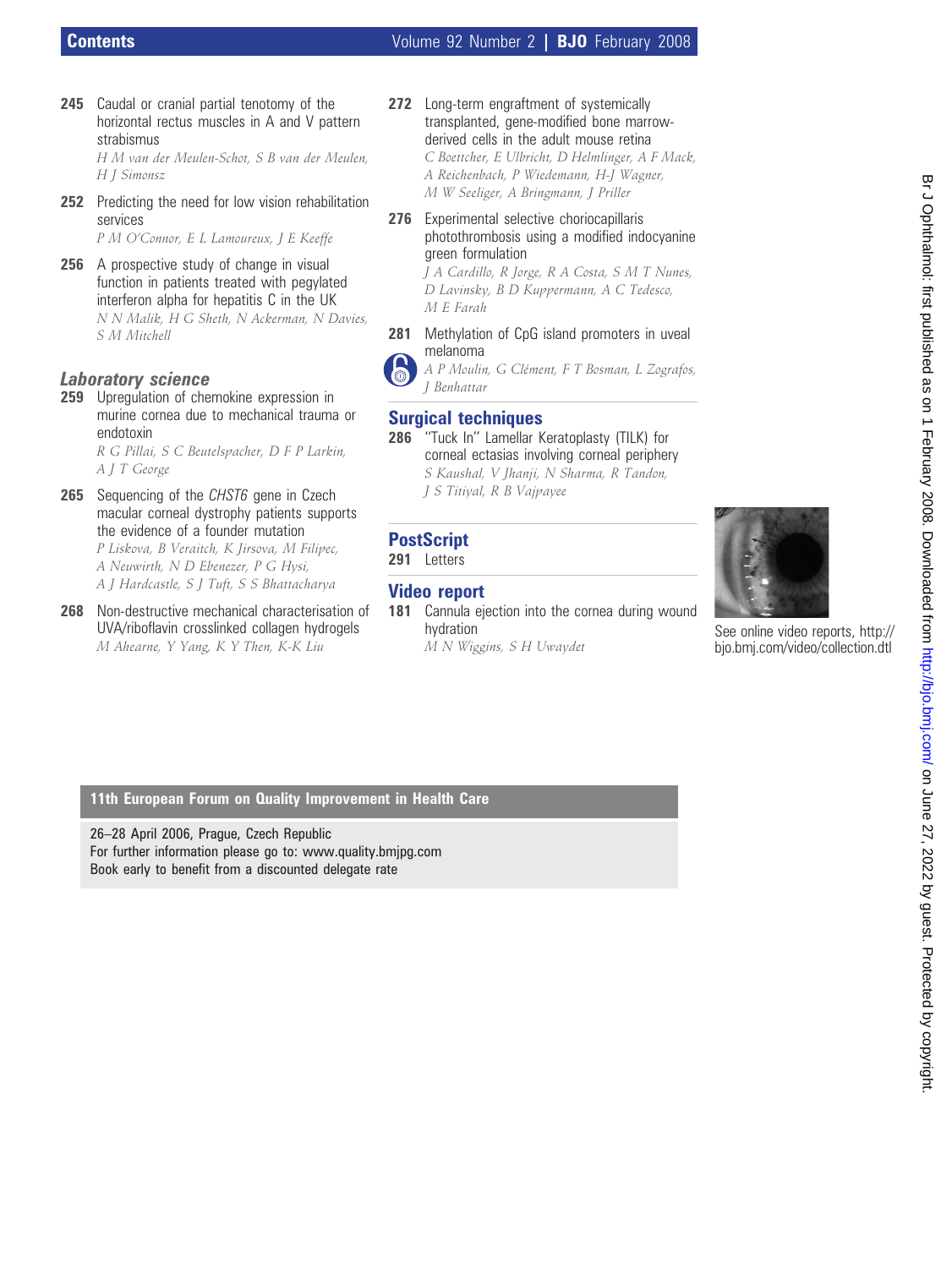## Contents

**245** Caudal or cranial partial tenotomy of the horizontal rectus muscles in A and V pattern strabismus
*H M van der Meulen-Schot, S B van der Meulen, H J Simonsz*

**252** Predicting the need for low vision rehabilitation services
*P M O'Connor, E L Lamoureux, J E Keeffe*

**256** A prospective study of change in visual function in patients treated with pegylated interferon alpha for hepatitis C in the UK
*N N Malik, H G Sheth, N Ackerman, N Davies, S M Mitchell*

### Laboratory science

**259** Upregulation of chemokine expression in murine cornea due to mechanical trauma or endotoxin
*R G Pillai, S C Beutelspacher, D F P Larkin, A J T George*

**265** Sequencing of the *CHST6* gene in Czech macular corneal dystrophy patients supports the evidence of a founder mutation
*P Liskova, B Veraitch, K Jirsova, M Filipec, A Neuwirth, N D Ebenezer, P G Hysi, A J Hardcastle, S J Tuft, S S Bhattacharya*

**268** Non-destructive mechanical characterisation of UVA/riboflavin crosslinked collagen hydrogels
*M Ahearne, Y Yang, K Y Then, K-K Liu*

**272** Long-term engraftment of systemically transplanted, gene-modified bone marrow-derived cells in the adult mouse retina
*C Boettcher, E Ulbricht, D Helmlinger, A F Mack, A Reichenbach, P Wiedemann, H-J Wagner, M W Seeliger, A Bringmann, J Priller*

**276** Experimental selective choriocapillaris photothrombosis using a modified indocyanine green formulation
*J A Cardillo, R Jorge, R A Costa, S M T Nunes, D Lavinsky, B D Kuppermann, A C Tedesco, M E Farah*

**281** Methylation of CpG island promoters in uveal melanoma
*A P Moulin, G Clément, F T Bosman, L Zografos, J Benhattar*

### Surgical techniques

**286** "Tuck In" Lamellar Keratoplasty (TILK) for corneal ectasias involving corneal periphery
*S Kaushal, V Jhanji, N Sharma, R Tandon, J S Titiyal, R B Vajpayee*

### PostScript

**291** Letters

### Video report

**181** Cannula ejection into the cornea during wound hydration
*M N Wiggins, S H Uwaydet*

See online video reports, http://bjo.bmj.com/video/collection.dtl

**11th European Forum on Quality Improvement in Health Care**

26–28 April 2006, Prague, Czech Republic
For further information please go to: www.quality.bmjpg.com
Book early to benefit from a discounted delegate rate